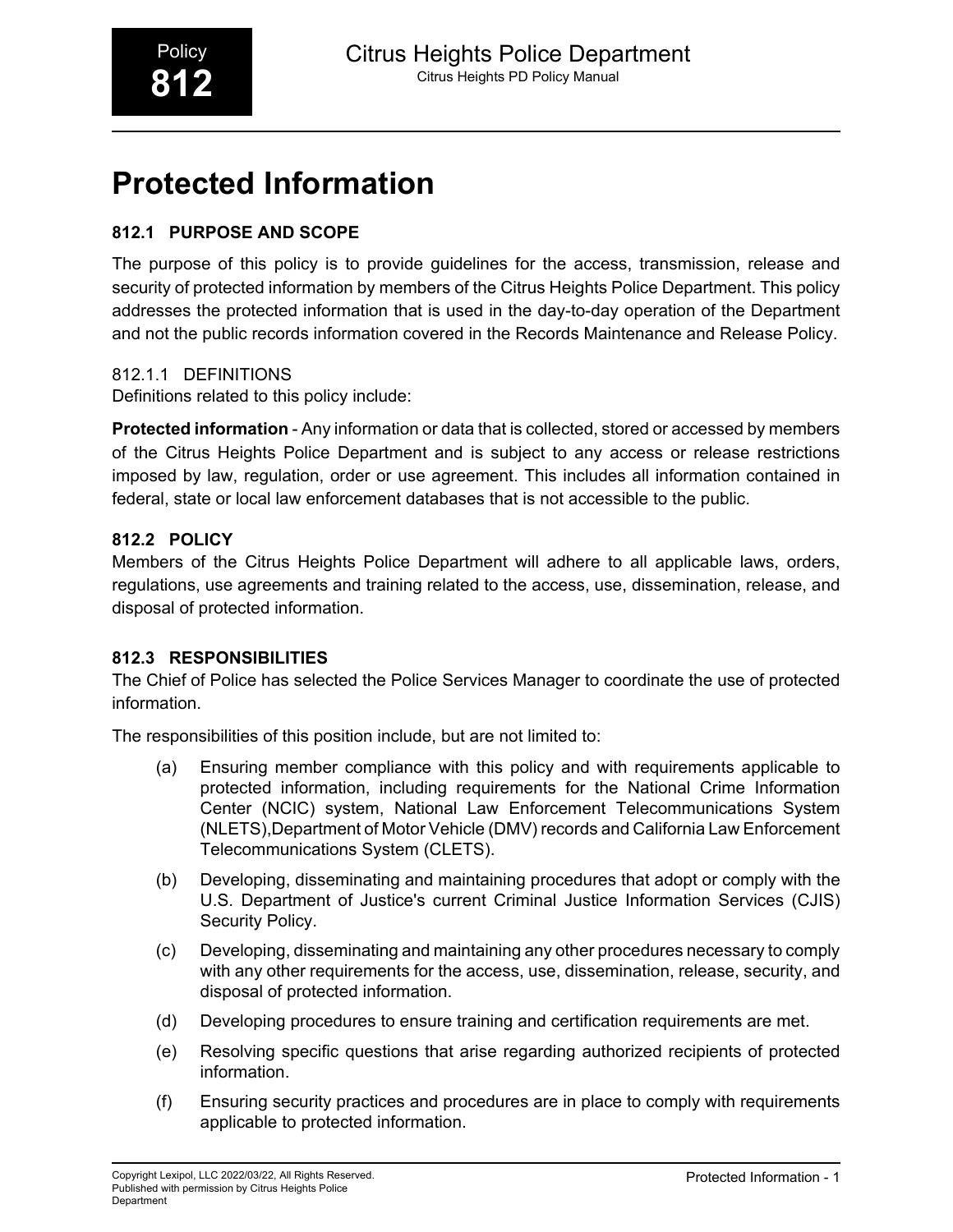# Protected Information

## 812.1 PURPOSE AND SCOPE

The purpose of this policy is to provide guidelines for the access, transmission, release and security of protected information by members of the Citrus Heights Police Department. This policy addresses the protected information that is used in the day-to-day operation of the Department and not the public records information covered in the Records Maintenance and Release Policy.

### 812.1.1 DEFINITIONS

Definitions related to this policy include:

**Protected information** - Any information or data that is collected, stored or accessed by members of the Citrus Heights Police Department and is subject to any access or release restrictions imposed by law, regulation, order or use agreement. This includes all information contained in federal, state or local law enforcement databases that is not accessible to the public.

## 812.2 POLICY

Members of the Citrus Heights Police Department will adhere to all applicable laws, orders, regulations, use agreements and training related to the access, use, dissemination, release, and disposal of protected information.

## 812.3 RESPONSIBILITIES

The Chief of Police has selected the Police Services Manager to coordinate the use of protected information.

The responsibilities of this position include, but are not limited to:

(a) Ensuring member compliance with this policy and with requirements applicable to protected information, including requirements for the National Crime Information Center (NCIC) system, National Law Enforcement Telecommunications System (NLETS),Department of Motor Vehicle (DMV) records and California Law Enforcement Telecommunications System (CLETS).

(b) Developing, disseminating and maintaining procedures that adopt or comply with the U.S. Department of Justice's current Criminal Justice Information Services (CJIS) Security Policy.

(c) Developing, disseminating and maintaining any other procedures necessary to comply with any other requirements for the access, use, dissemination, release, security, and disposal of protected information.

(d) Developing procedures to ensure training and certification requirements are met.

(e) Resolving specific questions that arise regarding authorized recipients of protected information.

(f) Ensuring security practices and procedures are in place to comply with requirements applicable to protected information.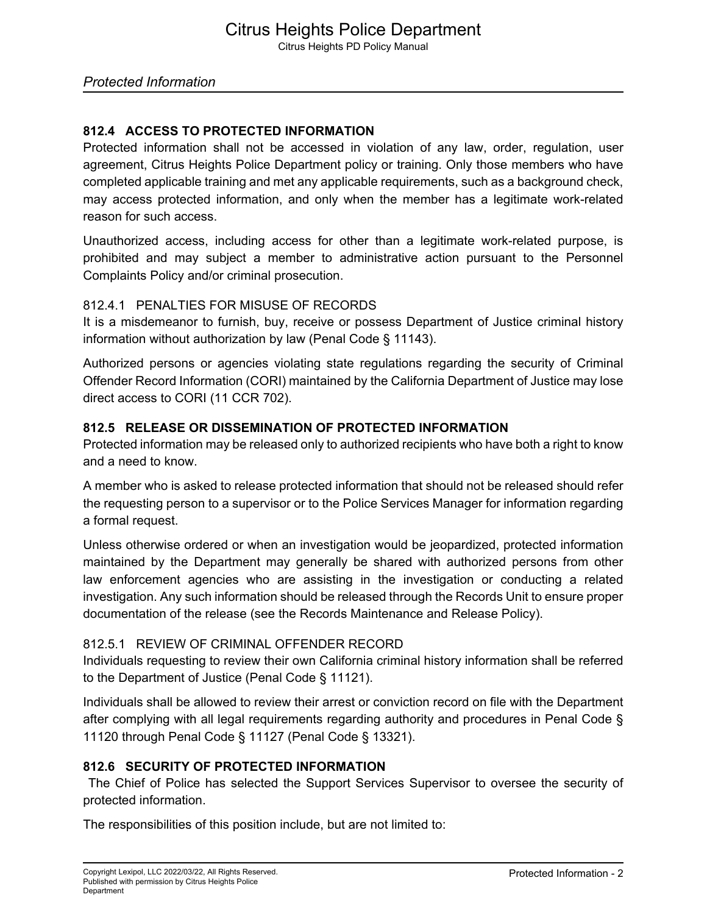## 812.4 ACCESS TO PROTECTED INFORMATION

Protected information shall not be accessed in violation of any law, order, regulation, user agreement, Citrus Heights Police Department policy or training. Only those members who have completed applicable training and met any applicable requirements, such as a background check, may access protected information, and only when the member has a legitimate work-related reason for such access.

Unauthorized access, including access for other than a legitimate work-related purpose, is prohibited and may subject a member to administrative action pursuant to the Personnel Complaints Policy and/or criminal prosecution.

### 812.4.1 PENALTIES FOR MISUSE OF RECORDS

It is a misdemeanor to furnish, buy, receive or possess Department of Justice criminal history information without authorization by law (Penal Code § 11143).

Authorized persons or agencies violating state regulations regarding the security of Criminal Offender Record Information (CORI) maintained by the California Department of Justice may lose direct access to CORI (11 CCR 702).

## 812.5 RELEASE OR DISSEMINATION OF PROTECTED INFORMATION

Protected information may be released only to authorized recipients who have both a right to know and a need to know.

A member who is asked to release protected information that should not be released should refer the requesting person to a supervisor or to the Police Services Manager for information regarding a formal request.

Unless otherwise ordered or when an investigation would be jeopardized, protected information maintained by the Department may generally be shared with authorized persons from other law enforcement agencies who are assisting in the investigation or conducting a related investigation. Any such information should be released through the Records Unit to ensure proper documentation of the release (see the Records Maintenance and Release Policy).

### 812.5.1 REVIEW OF CRIMINAL OFFENDER RECORD

Individuals requesting to review their own California criminal history information shall be referred to the Department of Justice (Penal Code § 11121).

Individuals shall be allowed to review their arrest or conviction record on file with the Department after complying with all legal requirements regarding authority and procedures in Penal Code § 11120 through Penal Code § 11127 (Penal Code § 13321).

## 812.6 SECURITY OF PROTECTED INFORMATION

The Chief of Police has selected the Support Services Supervisor to oversee the security of protected information.

The responsibilities of this position include, but are not limited to: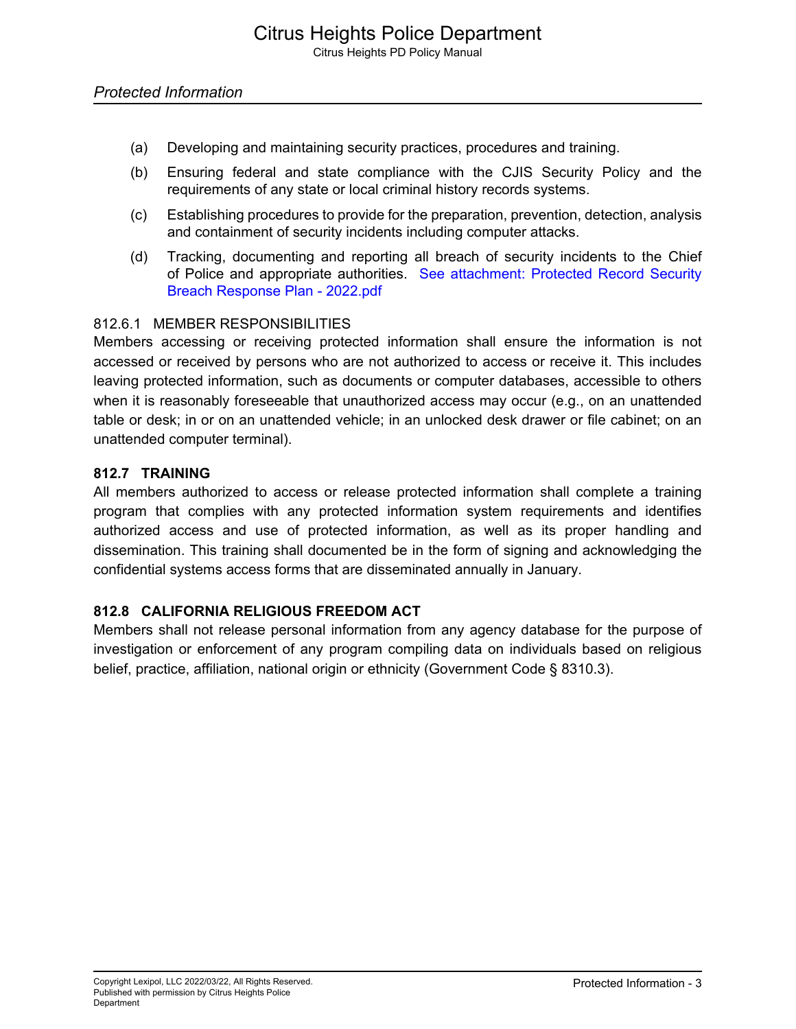(a) Developing and maintaining security practices, procedures and training.

(b) Ensuring federal and state compliance with the CJIS Security Policy and the requirements of any state or local criminal history records systems.

(c) Establishing procedures to provide for the preparation, prevention, detection, analysis and containment of security incidents including computer attacks.

(d) Tracking, documenting and reporting all breach of security incidents to the Chief of Police and appropriate authorities. See attachment: Protected Record Security Breach Response Plan - 2022.pdf

### 812.6.1 MEMBER RESPONSIBILITIES

Members accessing or receiving protected information shall ensure the information is not accessed or received by persons who are not authorized to access or receive it. This includes leaving protected information, such as documents or computer databases, accessible to others when it is reasonably foreseeable that unauthorized access may occur (e.g., on an unattended table or desk; in or on an unattended vehicle; in an unlocked desk drawer or file cabinet; on an unattended computer terminal).

## 812.7 TRAINING

All members authorized to access or release protected information shall complete a training program that complies with any protected information system requirements and identifies authorized access and use of protected information, as well as its proper handling and dissemination. This training shall documented be in the form of signing and acknowledging the confidential systems access forms that are disseminated annually in January.

## 812.8 CALIFORNIA RELIGIOUS FREEDOM ACT

Members shall not release personal information from any agency database for the purpose of investigation or enforcement of any program compiling data on individuals based on religious belief, practice, affiliation, national origin or ethnicity (Government Code § 8310.3).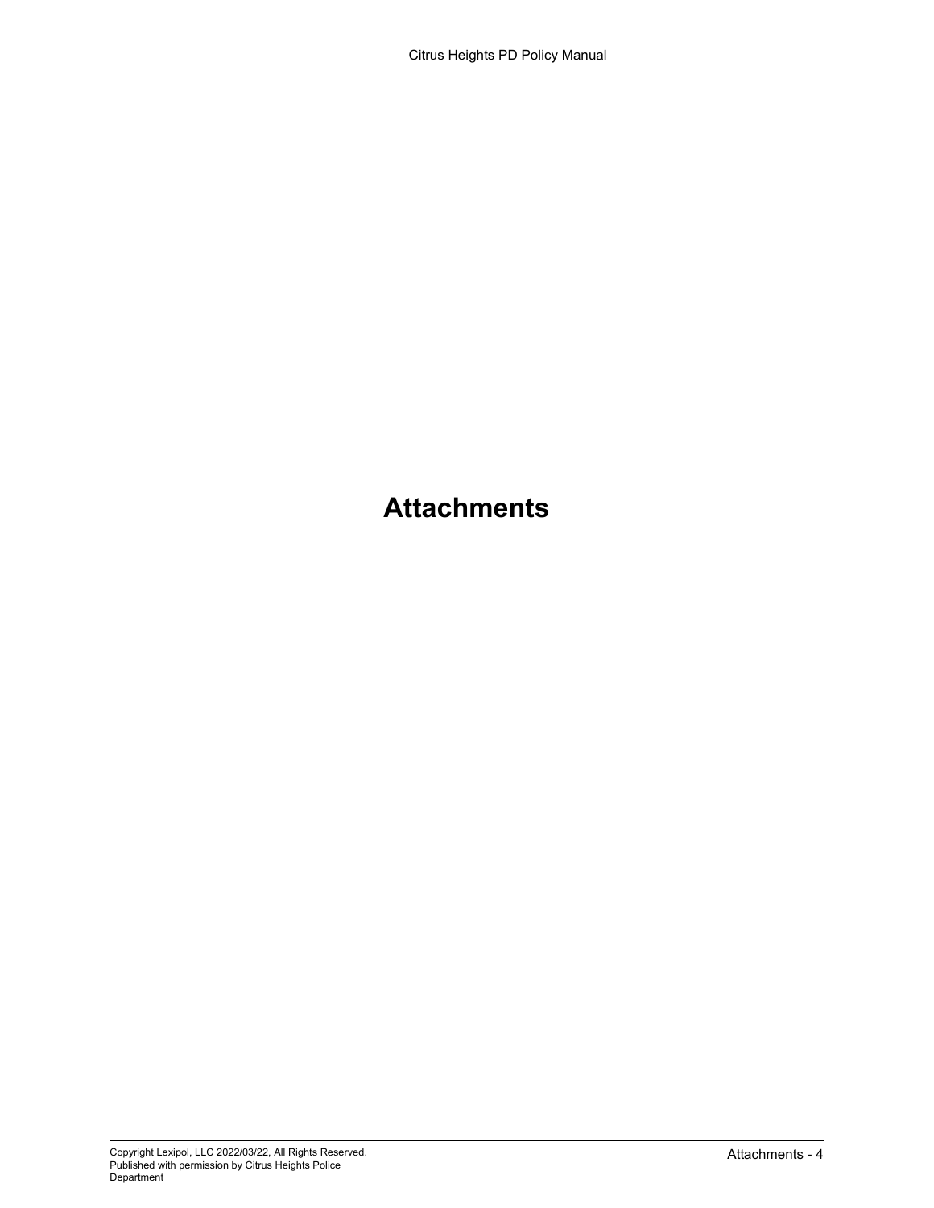# Attachments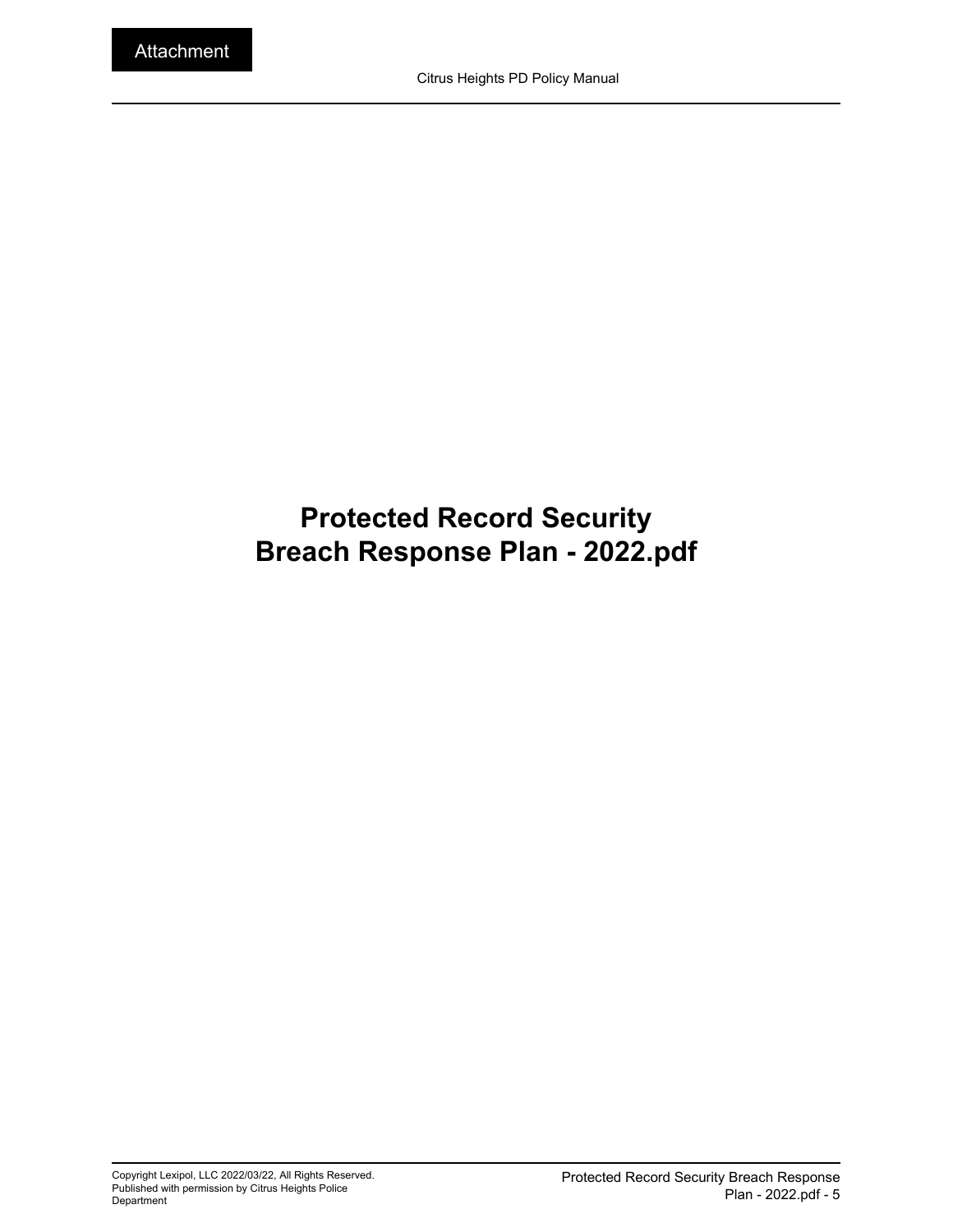Attachment

# Protected Record Security Breach Response Plan - 2022.pdf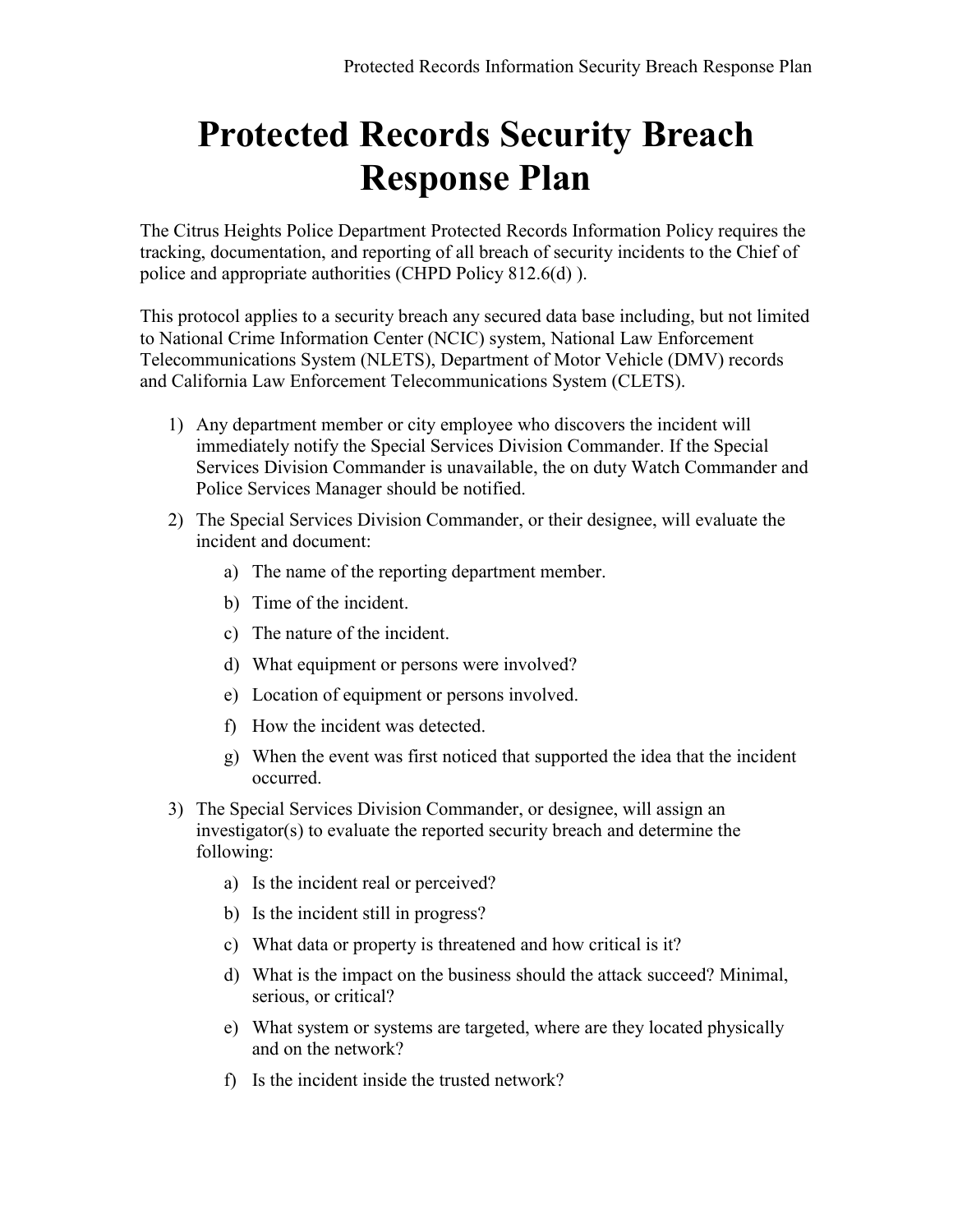# Protected Records Security Breach Response Plan

The Citrus Heights Police Department Protected Records Information Policy requires the tracking, documentation, and reporting of all breach of security incidents to the Chief of police and appropriate authorities (CHPD Policy 812.6(d) ).

This protocol applies to a security breach any secured data base including, but not limited to National Crime Information Center (NCIC) system, National Law Enforcement Telecommunications System (NLETS), Department of Motor Vehicle (DMV) records and California Law Enforcement Telecommunications System (CLETS).

1) Any department member or city employee who discovers the incident will immediately notify the Special Services Division Commander. If the Special Services Division Commander is unavailable, the on duty Watch Commander and Police Services Manager should be notified.
2) The Special Services Division Commander, or their designee, will evaluate the incident and document:
   a) The name of the reporting department member.
   b) Time of the incident.
   c) The nature of the incident.
   d) What equipment or persons were involved?
   e) Location of equipment or persons involved.
   f) How the incident was detected.
   g) When the event was first noticed that supported the idea that the incident occurred.
3) The Special Services Division Commander, or designee, will assign an investigator(s) to evaluate the reported security breach and determine the following:
   a) Is the incident real or perceived?
   b) Is the incident still in progress?
   c) What data or property is threatened and how critical is it?
   d) What is the impact on the business should the attack succeed? Minimal, serious, or critical?
   e) What system or systems are targeted, where are they located physically and on the network?
   f) Is the incident inside the trusted network?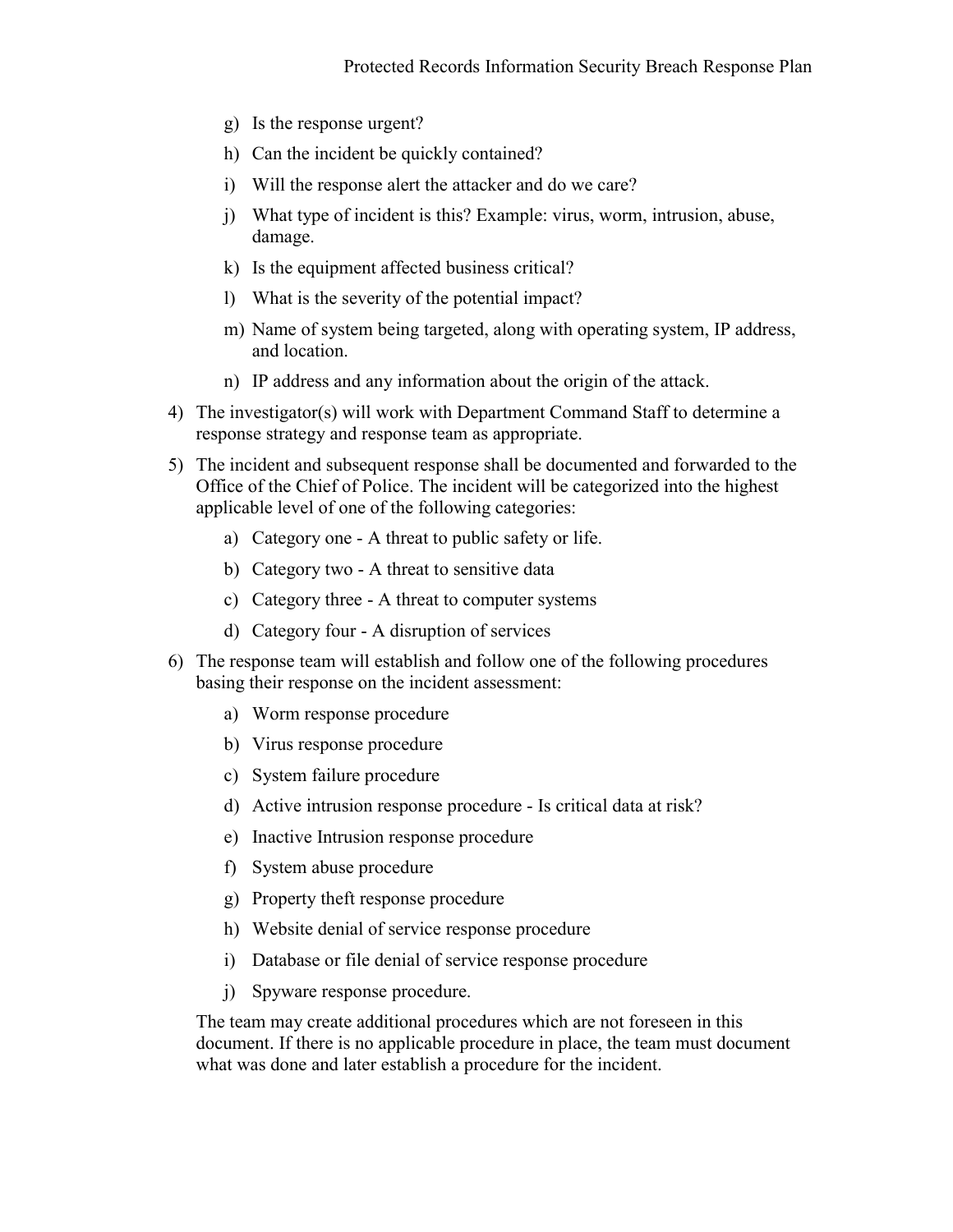g) Is the response urgent?
   h) Can the incident be quickly contained?
   i) Will the response alert the attacker and do we care?
   j) What type of incident is this? Example: virus, worm, intrusion, abuse, damage.
   k) Is the equipment affected business critical?
   l) What is the severity of the potential impact?
   m) Name of system being targeted, along with operating system, IP address, and location.
   n) IP address and any information about the origin of the attack.

4) The investigator(s) will work with Department Command Staff to determine a response strategy and response team as appropriate.

5) The incident and subsequent response shall be documented and forwarded to the Office of the Chief of Police. The incident will be categorized into the highest applicable level of one of the following categories:
   a) Category one - A threat to public safety or life.
   b) Category two - A threat to sensitive data
   c) Category three - A threat to computer systems
   d) Category four - A disruption of services

6) The response team will establish and follow one of the following procedures basing their response on the incident assessment:
   a) Worm response procedure
   b) Virus response procedure
   c) System failure procedure
   d) Active intrusion response procedure - Is critical data at risk?
   e) Inactive Intrusion response procedure
   f) System abuse procedure
   g) Property theft response procedure
   h) Website denial of service response procedure
   i) Database or file denial of service response procedure
   j) Spyware response procedure.

   The team may create additional procedures which are not foreseen in this document. If there is no applicable procedure in place, the team must document what was done and later establish a procedure for the incident.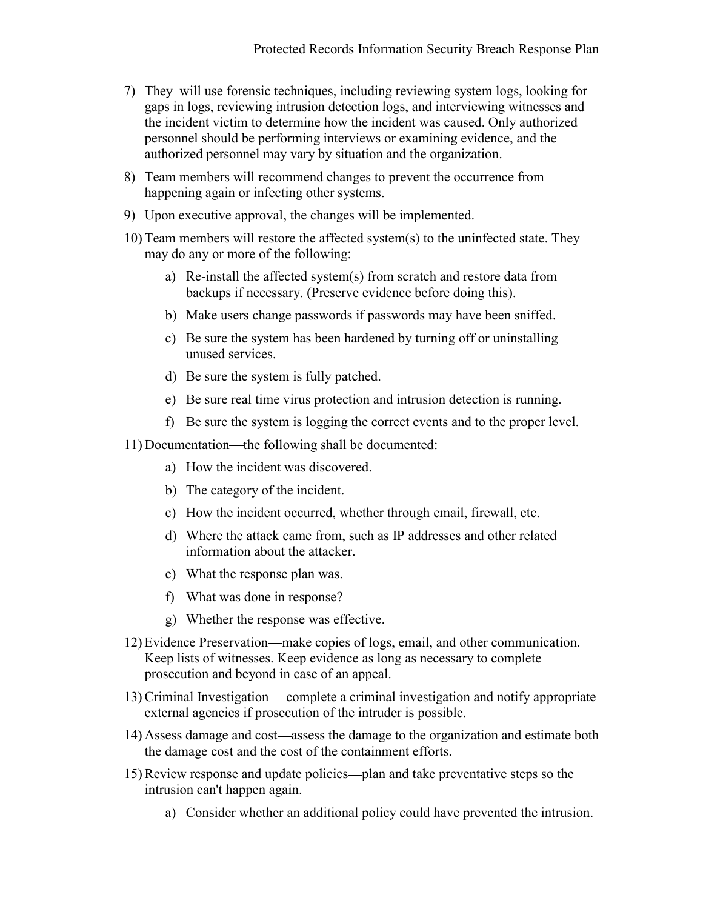7) They  will use forensic techniques, including reviewing system logs, looking for gaps in logs, reviewing intrusion detection logs, and interviewing witnesses and the incident victim to determine how the incident was caused. Only authorized personnel should be performing interviews or examining evidence, and the authorized personnel may vary by situation and the organization.

8) Team members will recommend changes to prevent the occurrence from happening again or infecting other systems.

9) Upon executive approval, the changes will be implemented.

10) Team members will restore the affected system(s) to the uninfected state. They may do any or more of the following:

    a) Re-install the affected system(s) from scratch and restore data from backups if necessary. (Preserve evidence before doing this).

    b) Make users change passwords if passwords may have been sniffed.

    c) Be sure the system has been hardened by turning off or uninstalling unused services.

    d) Be sure the system is fully patched.

    e) Be sure real time virus protection and intrusion detection is running.

    f) Be sure the system is logging the correct events and to the proper level.

11) Documentation—the following shall be documented:

    a) How the incident was discovered.

    b) The category of the incident.

    c) How the incident occurred, whether through email, firewall, etc.

    d) Where the attack came from, such as IP addresses and other related information about the attacker.

    e) What the response plan was.

    f) What was done in response?

    g) Whether the response was effective.

12) Evidence Preservation—make copies of logs, email, and other communication. Keep lists of witnesses. Keep evidence as long as necessary to complete prosecution and beyond in case of an appeal.

13) Criminal Investigation —complete a criminal investigation and notify appropriate external agencies if prosecution of the intruder is possible.

14) Assess damage and cost—assess the damage to the organization and estimate both the damage cost and the cost of the containment efforts.

15) Review response and update policies—plan and take preventative steps so the intrusion can't happen again.

    a) Consider whether an additional policy could have prevented the intrusion.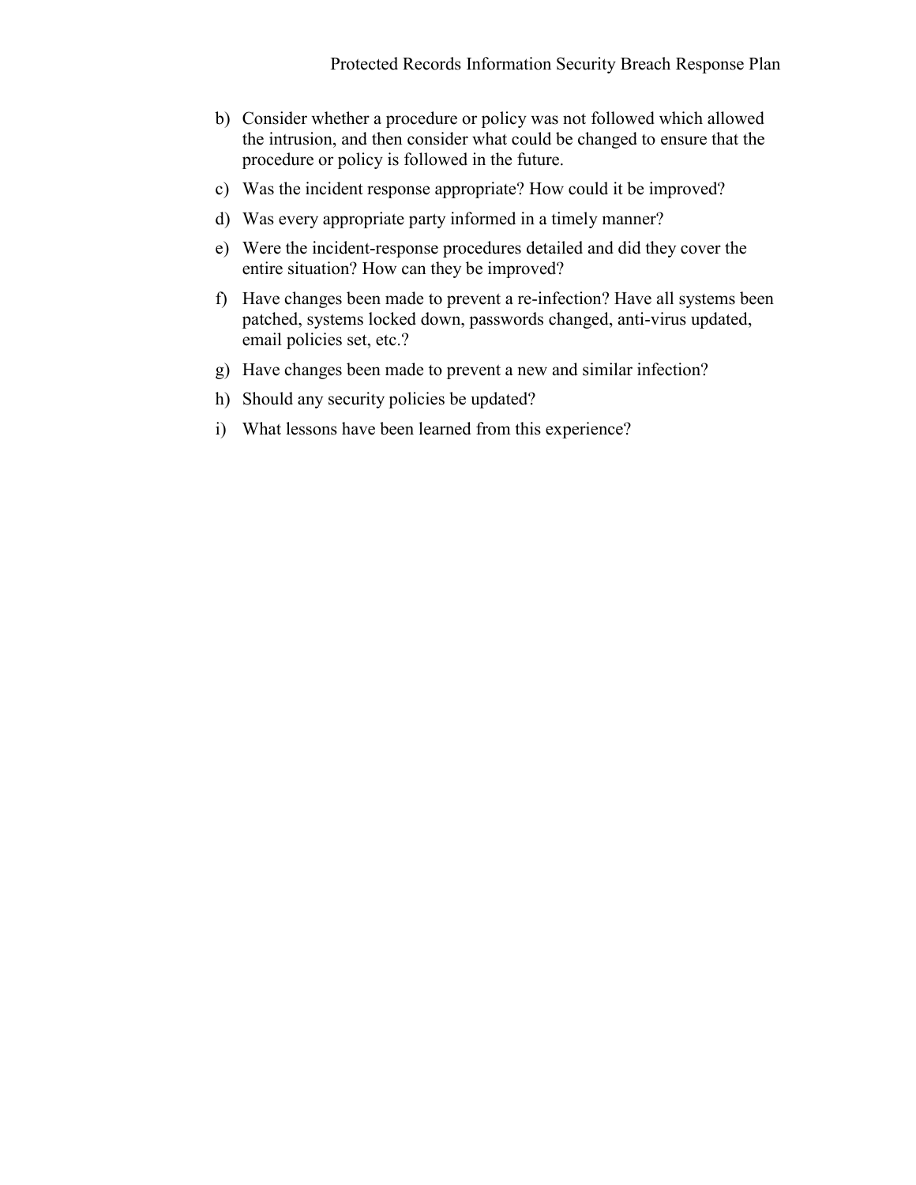b) Consider whether a procedure or policy was not followed which allowed the intrusion, and then consider what could be changed to ensure that the procedure or policy is followed in the future.

c) Was the incident response appropriate? How could it be improved?

d) Was every appropriate party informed in a timely manner?

e) Were the incident-response procedures detailed and did they cover the entire situation? How can they be improved?

f) Have changes been made to prevent a re-infection? Have all systems been patched, systems locked down, passwords changed, anti-virus updated, email policies set, etc.?

g) Have changes been made to prevent a new and similar infection?

h) Should any security policies be updated?

i) What lessons have been learned from this experience?